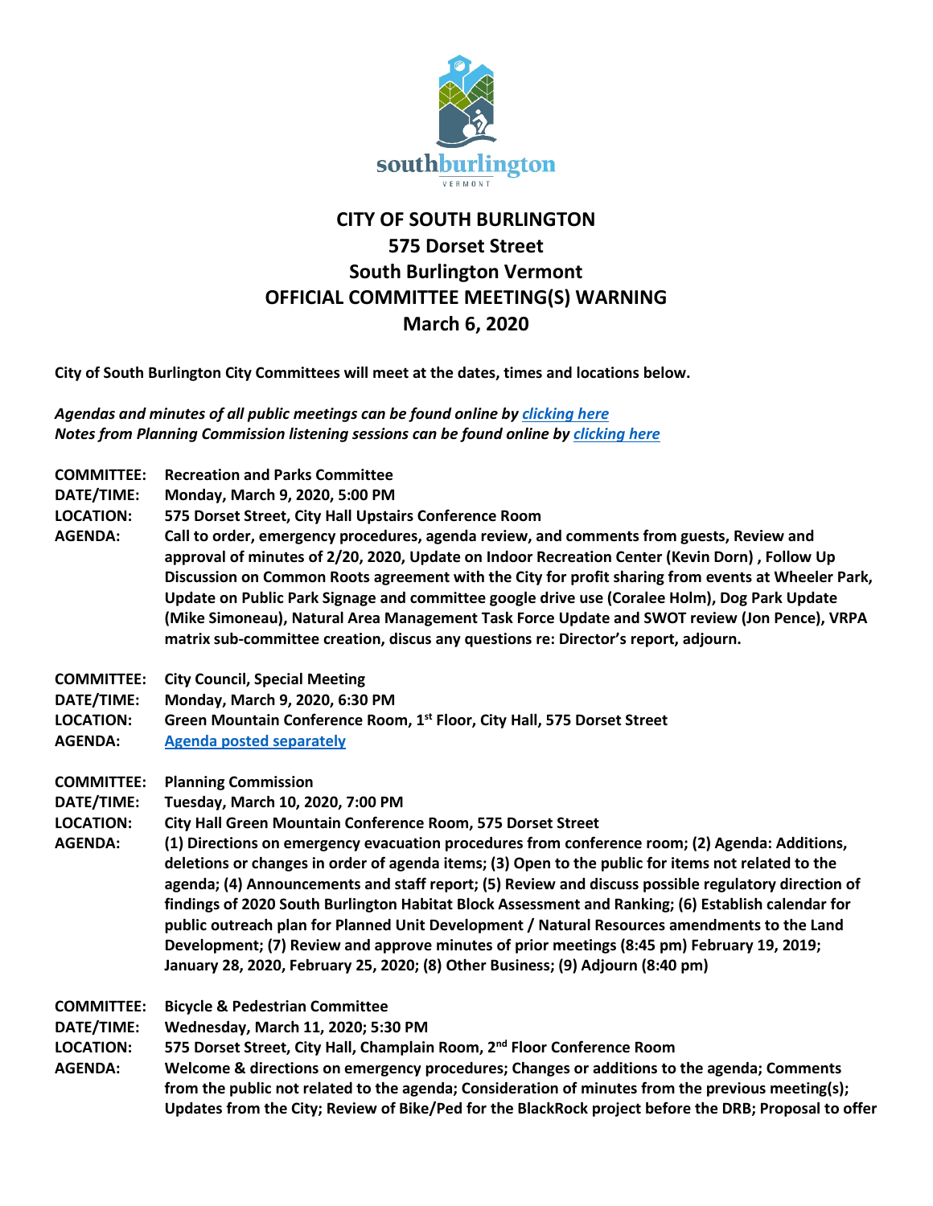# CITY OF SOUTH BURLINGTON
## 575 Dorset Street
## South Burlington Vermont
## OFFICIAL COMMITTEE MEETING(S) WARNING
## March 6, 2020

**City of South Burlington City Committees will meet at the dates, times and locations below.**

***Agendas and minutes of all public meetings can be found online by clicking here***
***Notes from Planning Commission listening sessions can be found online by clicking here***

**COMMITTEE:** **Recreation and Parks Committee**
**DATE/TIME:** **Monday, March 9, 2020, 5:00 PM**
**LOCATION:** **575 Dorset Street, City Hall Upstairs Conference Room**
**AGENDA:** **Call to order, emergency procedures, agenda review, and comments from guests, Review and approval of minutes of 2/20, 2020, Update on Indoor Recreation Center (Kevin Dorn) , Follow Up Discussion on Common Roots agreement with the City for profit sharing from events at Wheeler Park, Update on Public Park Signage and committee google drive use (Coralee Holm), Dog Park Update (Mike Simoneau), Natural Area Management Task Force Update and SWOT review (Jon Pence), VRPA matrix sub-committee creation, discus any questions re: Director's report, adjourn.**

**COMMITTEE:** **City Council, Special Meeting**
**DATE/TIME:** **Monday, March 9, 2020, 6:30 PM**
**LOCATION:** **Green Mountain Conference Room, 1st Floor, City Hall, 575 Dorset Street**
**AGENDA:** **Agenda posted separately**

**COMMITTEE:** **Planning Commission**
**DATE/TIME:** **Tuesday, March 10, 2020, 7:00 PM**
**LOCATION:** **City Hall Green Mountain Conference Room, 575 Dorset Street**
**AGENDA:** **(1) Directions on emergency evacuation procedures from conference room; (2) Agenda: Additions, deletions or changes in order of agenda items; (3) Open to the public for items not related to the agenda; (4) Announcements and staff report; (5) Review and discuss possible regulatory direction of findings of 2020 South Burlington Habitat Block Assessment and Ranking; (6) Establish calendar for public outreach plan for Planned Unit Development / Natural Resources amendments to the Land Development; (7) Review and approve minutes of prior meetings (8:45 pm) February 19, 2019; January 28, 2020, February 25, 2020; (8) Other Business; (9) Adjourn (8:40 pm)**

**COMMITTEE:** **Bicycle & Pedestrian Committee**
**DATE/TIME:** **Wednesday, March 11, 2020; 5:30 PM**
**LOCATION:** **575 Dorset Street, City Hall, Champlain Room, 2nd Floor Conference Room**
**AGENDA:** **Welcome & directions on emergency procedures; Changes or additions to the agenda; Comments from the public not related to the agenda; Consideration of minutes from the previous meeting(s); Updates from the City; Review of Bike/Ped for the BlackRock project before the DRB; Proposal to offer**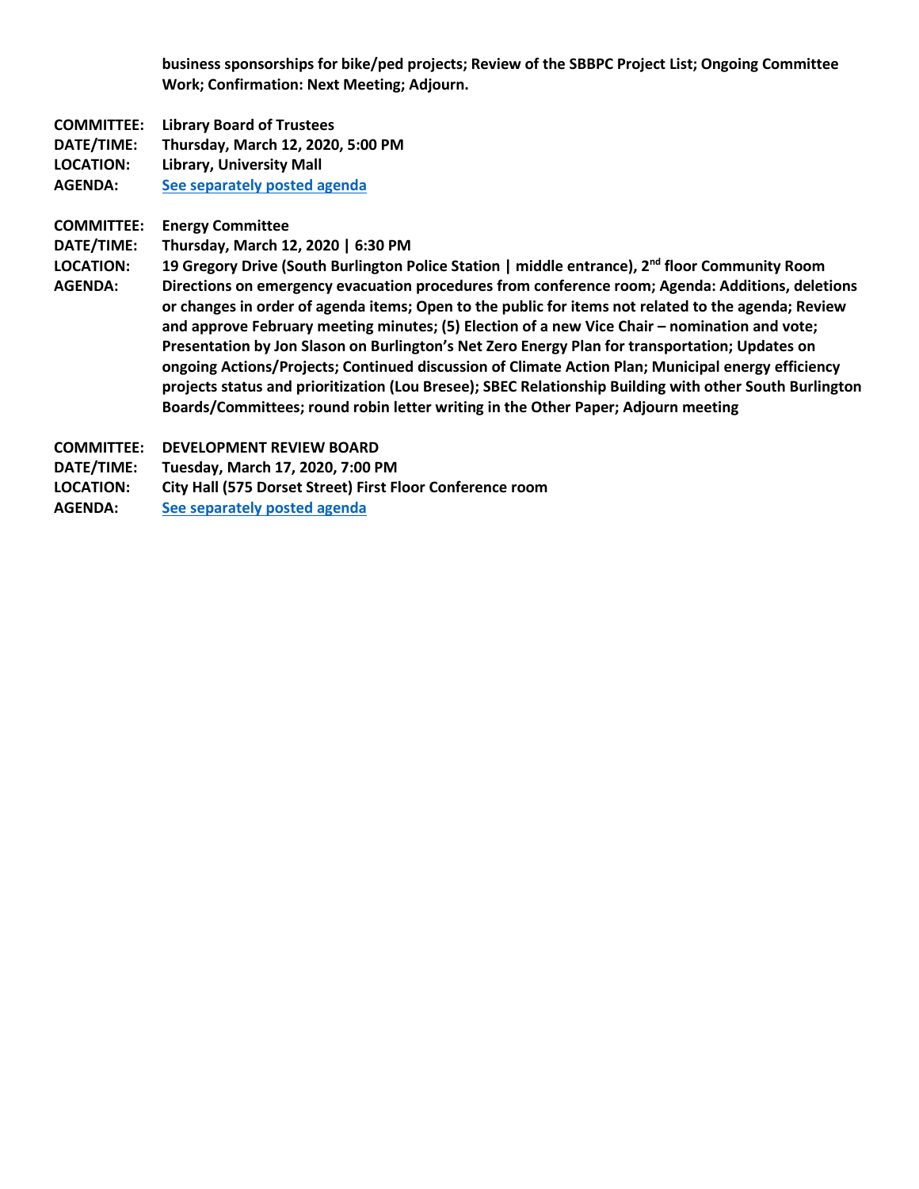**business sponsorships for bike/ped projects; Review of the SBBPC Project List; Ongoing Committee Work; Confirmation: Next Meeting; Adjourn.**

**COMMITTEE:** **Library Board of Trustees**
**DATE/TIME:** **Thursday, March 12, 2020, 5:00 PM**
**LOCATION:** **Library, University Mall**
**AGENDA:** **See separately posted agenda**

**COMMITTEE:** **Energy Committee**
**DATE/TIME:** **Thursday, March 12, 2020 | 6:30 PM**
**LOCATION:** **19 Gregory Drive (South Burlington Police Station | middle entrance), 2nd floor Community Room**
**AGENDA:** **Directions on emergency evacuation procedures from conference room; Agenda: Additions, deletions or changes in order of agenda items; Open to the public for items not related to the agenda; Review and approve February meeting minutes; (5) Election of a new Vice Chair – nomination and vote; Presentation by Jon Slason on Burlington's Net Zero Energy Plan for transportation; Updates on ongoing Actions/Projects; Continued discussion of Climate Action Plan; Municipal energy efficiency projects status and prioritization (Lou Bresee); SBEC Relationship Building with other South Burlington Boards/Committees; round robin letter writing in the Other Paper; Adjourn meeting**

**COMMITTEE:** **DEVELOPMENT REVIEW BOARD**
**DATE/TIME:** **Tuesday, March 17, 2020, 7:00 PM**
**LOCATION:** **City Hall (575 Dorset Street) First Floor Conference room**
**AGENDA:** **See separately posted agenda**